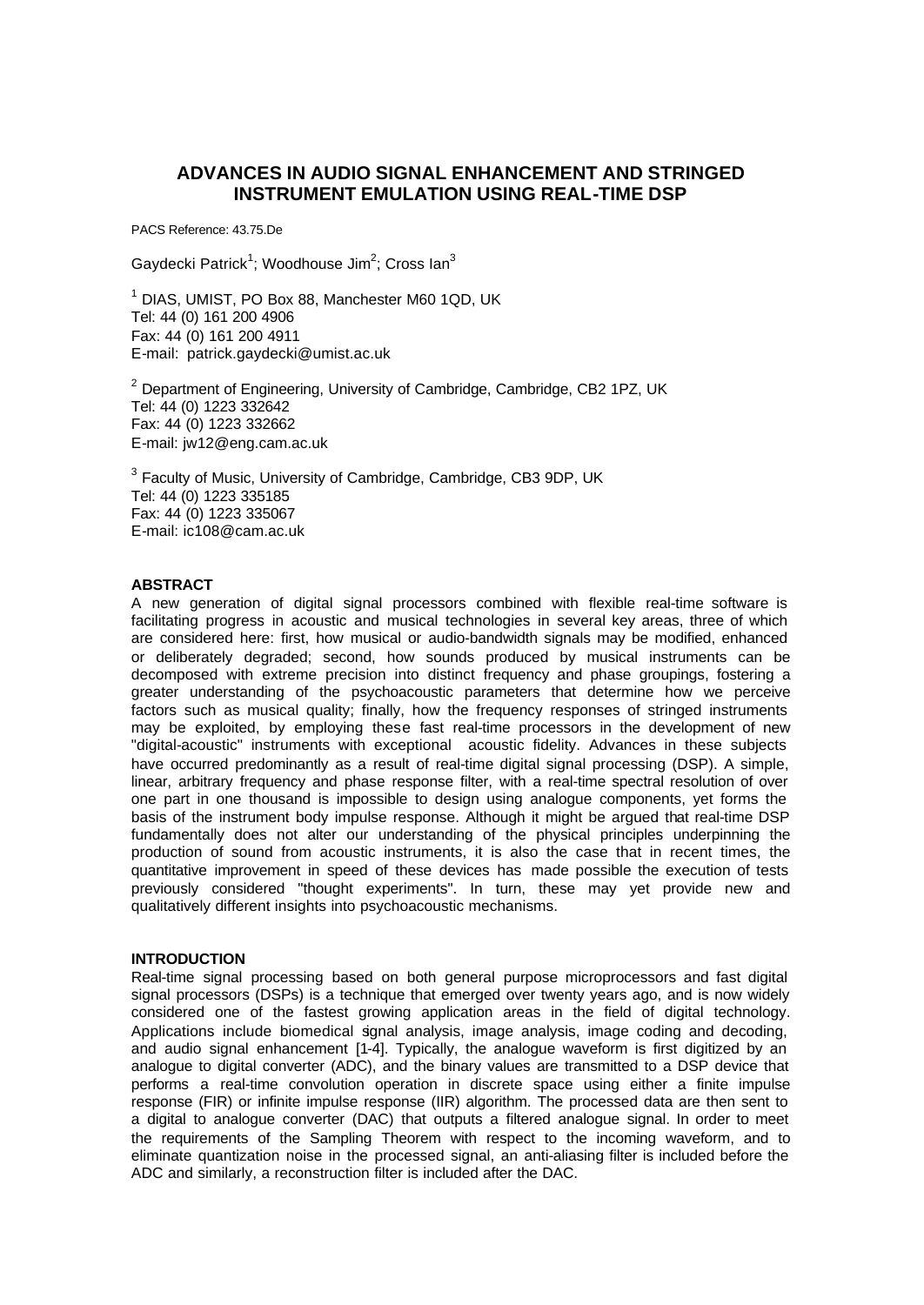# ADVANCES IN AUDIO SIGNAL ENHANCEMENT AND STRINGED INSTRUMENT EMULATION USING REAL-TIME DSP

PACS Reference: 43.75.De

Gaydecki Patrick[1]; Woodhouse Jim[2]; Cross Ian[3]

[1] DIAS, UMIST, PO Box 88, Manchester M60 1QD, UK
Tel: 44 (0) 161 200 4906
Fax: 44 (0) 161 200 4911
E-mail: patrick.gaydecki@umist.ac.uk

[2] Department of Engineering, University of Cambridge, Cambridge, CB2 1PZ, UK
Tel: 44 (0) 1223 332642
Fax: 44 (0) 1223 332662
E-mail: jw12@eng.cam.ac.uk

[3] Faculty of Music, University of Cambridge, Cambridge, CB3 9DP, UK
Tel: 44 (0) 1223 335185
Fax: 44 (0) 1223 335067
E-mail: ic108@cam.ac.uk

## ABSTRACT

A new generation of digital signal processors combined with flexible real-time software is facilitating progress in acoustic and musical technologies in several key areas, three of which are considered here: first, how musical or audio-bandwidth signals may be modified, enhanced or deliberately degraded; second, how sounds produced by musical instruments can be decomposed with extreme precision into distinct frequency and phase groupings, fostering a greater understanding of the psychoacoustic parameters that determine how we perceive factors such as musical quality; finally, how the frequency responses of stringed instruments may be exploited, by employing these fast real-time processors in the development of new "digital-acoustic" instruments with exceptional acoustic fidelity. Advances in these subjects have occurred predominantly as a result of real-time digital signal processing (DSP). A simple, linear, arbitrary frequency and phase response filter, with a real-time spectral resolution of over one part in one thousand is impossible to design using analogue components, yet forms the basis of the instrument body impulse response. Although it might be argued that real-time DSP fundamentally does not alter our understanding of the physical principles underpinning the production of sound from acoustic instruments, it is also the case that in recent times, the quantitative improvement in speed of these devices has made possible the execution of tests previously considered "thought experiments". In turn, these may yet provide new and qualitatively different insights into psychoacoustic mechanisms.

## INTRODUCTION

Real-time signal processing based on both general purpose microprocessors and fast digital signal processors (DSPs) is a technique that emerged over twenty years ago, and is now widely considered one of the fastest growing application areas in the field of digital technology. Applications include biomedical signal analysis, image analysis, image coding and decoding, and audio signal enhancement [1-4]. Typically, the analogue waveform is first digitized by an analogue to digital converter (ADC), and the binary values are transmitted to a DSP device that performs a real-time convolution operation in discrete space using either a finite impulse response (FIR) or infinite impulse response (IIR) algorithm. The processed data are then sent to a digital to analogue converter (DAC) that outputs a filtered analogue signal. In order to meet the requirements of the Sampling Theorem with respect to the incoming waveform, and to eliminate quantization noise in the processed signal, an anti-aliasing filter is included before the ADC and similarly, a reconstruction filter is included after the DAC.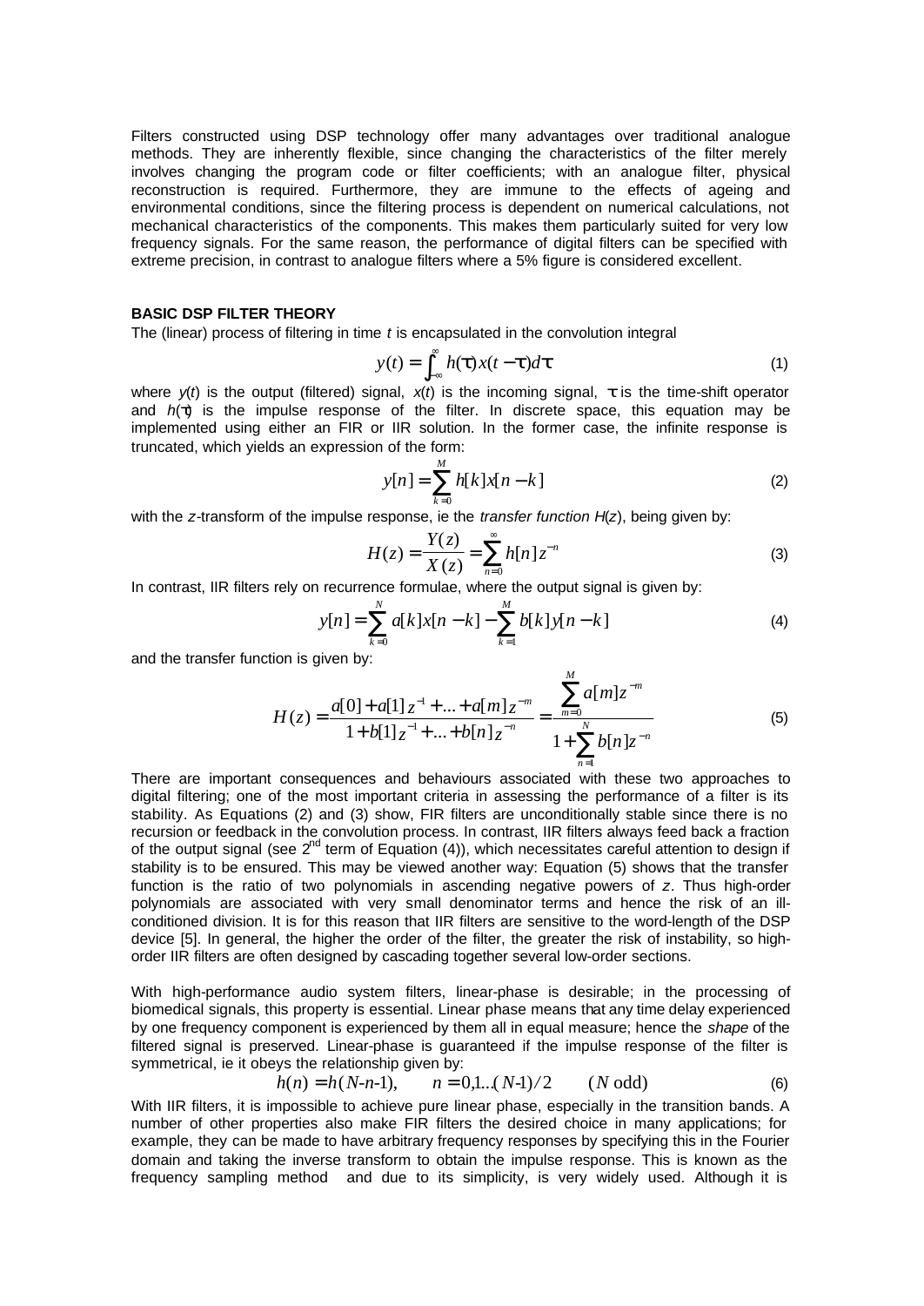Filters constructed using DSP technology offer many advantages over traditional analogue methods. They are inherently flexible, since changing the characteristics of the filter merely involves changing the program code or filter coefficients; with an analogue filter, physical reconstruction is required. Furthermore, they are immune to the effects of ageing and environmental conditions, since the filtering process is dependent on numerical calculations, not mechanical characteristics of the components. This makes them particularly suited for very low frequency signals. For the same reason, the performance of digital filters can be specified with extreme precision, in contrast to analogue filters where a 5% figure is considered excellent.

**BASIC DSP FILTER THEORY**

The (linear) process of filtering in time $t$ is encapsulated in the convolution integral

$$y(t) = \int_{-\infty}^{\infty} h(\tau)x(t-\tau)d\tau \tag{1}$$

where $y(t)$ is the output (filtered) signal, $x(t)$ is the incoming signal, $\tau$ is the time-shift operator and $h(\tau)$ is the impulse response of the filter. In discrete space, this equation may be implemented using either an FIR or IIR solution. In the former case, the infinite response is truncated, which yields an expression of the form:

$$y[n] = \sum_{k=0}^{M} h[k]x[n-k] \tag{2}$$

with the $z$-transform of the impulse response, ie the *transfer function* $H(z)$, being given by:

$$H(z) = \frac{Y(z)}{X(z)} = \sum_{n=0}^{\infty} h[n]z^{-n} \tag{3}$$

In contrast, IIR filters rely on recurrence formulae, where the output signal is given by:

$$y[n] = \sum_{k=0}^{N} a[k]x[n-k] - \sum_{k=1}^{M} b[k]y[n-k] \tag{4}$$

and the transfer function is given by:

$$H(z) = \frac{a[0] + a[1]z^{-1} + \ldots + a[m]z^{-m}}{1 + b[1]z^{-1} + \ldots + b[n]z^{-n}} = \frac{\sum_{m=0}^{M} a[m]z^{-m}}{1 + \sum_{n=1}^{N} b[n]z^{-n}} \tag{5}$$

There are important consequences and behaviours associated with these two approaches to digital filtering; one of the most important criteria in assessing the performance of a filter is its stability. As Equations (2) and (3) show, FIR filters are unconditionally stable since there is no recursion or feedback in the convolution process. In contrast, IIR filters always feed back a fraction of the output signal (see 2nd term of Equation (4)), which necessitates careful attention to design if stability is to be ensured. This may be viewed another way: Equation (5) shows that the transfer function is the ratio of two polynomials in ascending negative powers of $z$. Thus high-order polynomials are associated with very small denominator terms and hence the risk of an ill-conditioned division. It is for this reason that IIR filters are sensitive to the word-length of the DSP device [5]. In general, the higher the order of the filter, the greater the risk of instability, so high-order IIR filters are often designed by cascading together several low-order sections.

With high-performance audio system filters, linear-phase is desirable; in the processing of biomedical signals, this property is essential. Linear phase means that any time delay experienced by one frequency component is experienced by them all in equal measure; hence the *shape* of the filtered signal is preserved. Linear-phase is guaranteed if the impulse response of the filter is symmetrical, ie it obeys the relationship given by:

$$h(n) = h(N\text{-}n\text{-}1), \qquad n = 0,1\ldots(N\text{-}1)/2 \qquad (N \text{ odd}) \tag{6}$$

With IIR filters, it is impossible to achieve pure linear phase, especially in the transition bands. A number of other properties also make FIR filters the desired choice in many applications; for example, they can be made to have arbitrary frequency responses by specifying this in the Fourier domain and taking the inverse transform to obtain the impulse response. This is known as the frequency sampling method and due to its simplicity, is very widely used. Although it is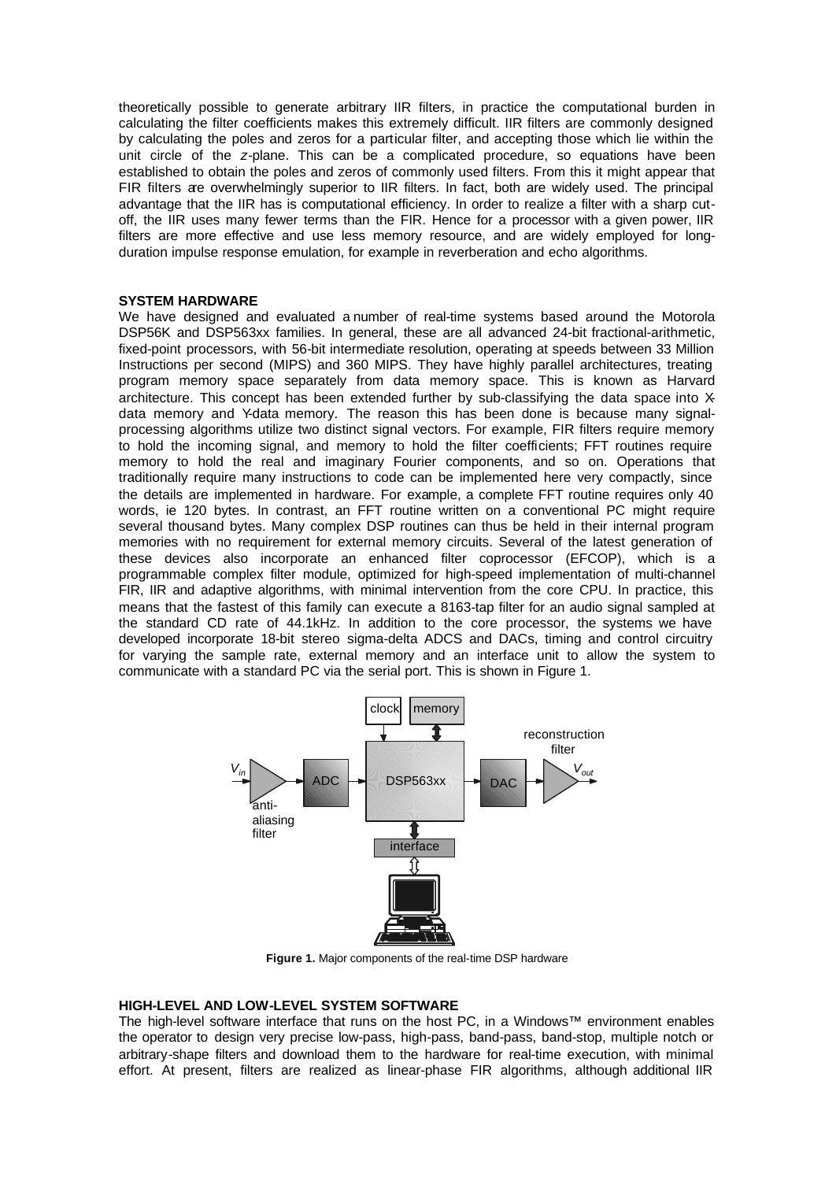theoretically possible to generate arbitrary IIR filters, in practice the computational burden in calculating the filter coefficients makes this extremely difficult. IIR filters are commonly designed by calculating the poles and zeros for a particular filter, and accepting those which lie within the unit circle of the *z*-plane. This can be a complicated procedure, so equations have been established to obtain the poles and zeros of commonly used filters. From this it might appear that FIR filters are overwhelmingly superior to IIR filters. In fact, both are widely used. The principal advantage that the IIR has is computational efficiency. In order to realize a filter with a sharp cut-off, the IIR uses many fewer terms than the FIR. Hence for a processor with a given power, IIR filters are more effective and use less memory resource, and are widely employed for long-duration impulse response emulation, for example in reverberation and echo algorithms.

**SYSTEM HARDWARE**

We have designed and evaluated a number of real-time systems based around the Motorola DSP56K and DSP563xx families. In general, these are all advanced 24-bit fractional-arithmetic, fixed-point processors, with 56-bit intermediate resolution, operating at speeds between 33 Million Instructions per second (MIPS) and 360 MIPS. They have highly parallel architectures, treating program memory space separately from data memory space. This is known as Harvard architecture. This concept has been extended further by sub-classifying the data space into X-data memory and Y-data memory. The reason this has been done is because many signal-processing algorithms utilize two distinct signal vectors. For example, FIR filters require memory to hold the incoming signal, and memory to hold the filter coefficients; FFT routines require memory to hold the real and imaginary Fourier components, and so on. Operations that traditionally require many instructions to code can be implemented here very compactly, since the details are implemented in hardware. For example, a complete FFT routine requires only 40 words, ie 120 bytes. In contrast, an FFT routine written on a conventional PC might require several thousand bytes. Many complex DSP routines can thus be held in their internal program memories with no requirement for external memory circuits. Several of the latest generation of these devices also incorporate an enhanced filter coprocessor (EFCOP), which is a programmable complex filter module, optimized for high-speed implementation of multi-channel FIR, IIR and adaptive algorithms, with minimal intervention from the core CPU. In practice, this means that the fastest of this family can execute a 8163-tap filter for an audio signal sampled at the standard CD rate of 44.1kHz. In addition to the core processor, the systems we have developed incorporate 18-bit stereo sigma-delta ADCS and DACs, timing and control circuitry for varying the sample rate, external memory and an interface unit to allow the system to communicate with a standard PC via the serial port. This is shown in Figure 1.

**Figure 1.** Major components of the real-time DSP hardware

**HIGH-LEVEL AND LOW-LEVEL SYSTEM SOFTWARE**

The high-level software interface that runs on the host PC, in a Windows™ environment enables the operator to design very precise low-pass, high-pass, band-pass, band-stop, multiple notch or arbitrary-shape filters and download them to the hardware for real-time execution, with minimal effort. At present, filters are realized as linear-phase FIR algorithms, although additional IIR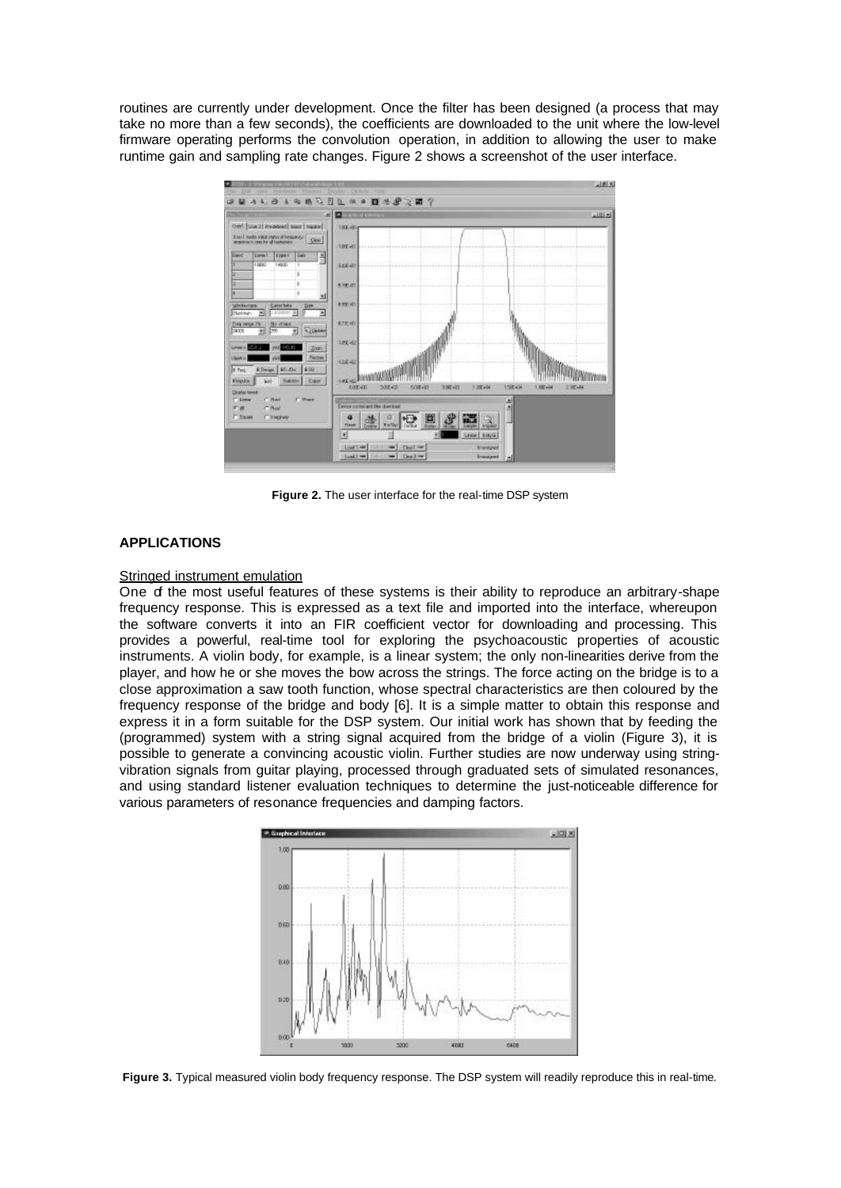routines are currently under development. Once the filter has been designed (a process that may take no more than a few seconds), the coefficients are downloaded to the unit where the low-level firmware operating performs the convolution operation, in addition to allowing the user to make runtime gain and sampling rate changes. Figure 2 shows a screenshot of the user interface.

**Figure 2.** The user interface for the real-time DSP system

### APPLICATIONS

Stringed instrument emulation

One of the most useful features of these systems is their ability to reproduce an arbitrary-shape frequency response. This is expressed as a text file and imported into the interface, whereupon the software converts it into an FIR coefficient vector for downloading and processing. This provides a powerful, real-time tool for exploring the psychoacoustic properties of acoustic instruments. A violin body, for example, is a linear system; the only non-linearities derive from the player, and how he or she moves the bow across the strings. The force acting on the bridge is to a close approximation a saw tooth function, whose spectral characteristics are then coloured by the frequency response of the bridge and body [6]. It is a simple matter to obtain this response and express it in a form suitable for the DSP system. Our initial work has shown that by feeding the (programmed) system with a string signal acquired from the bridge of a violin (Figure 3), it is possible to generate a convincing acoustic violin. Further studies are now underway using string-vibration signals from guitar playing, processed through graduated sets of simulated resonances, and using standard listener evaluation techniques to determine the just-noticeable difference for various parameters of resonance frequencies and damping factors.

**Figure 3.** Typical measured violin body frequency response. The DSP system will readily reproduce this in real-time.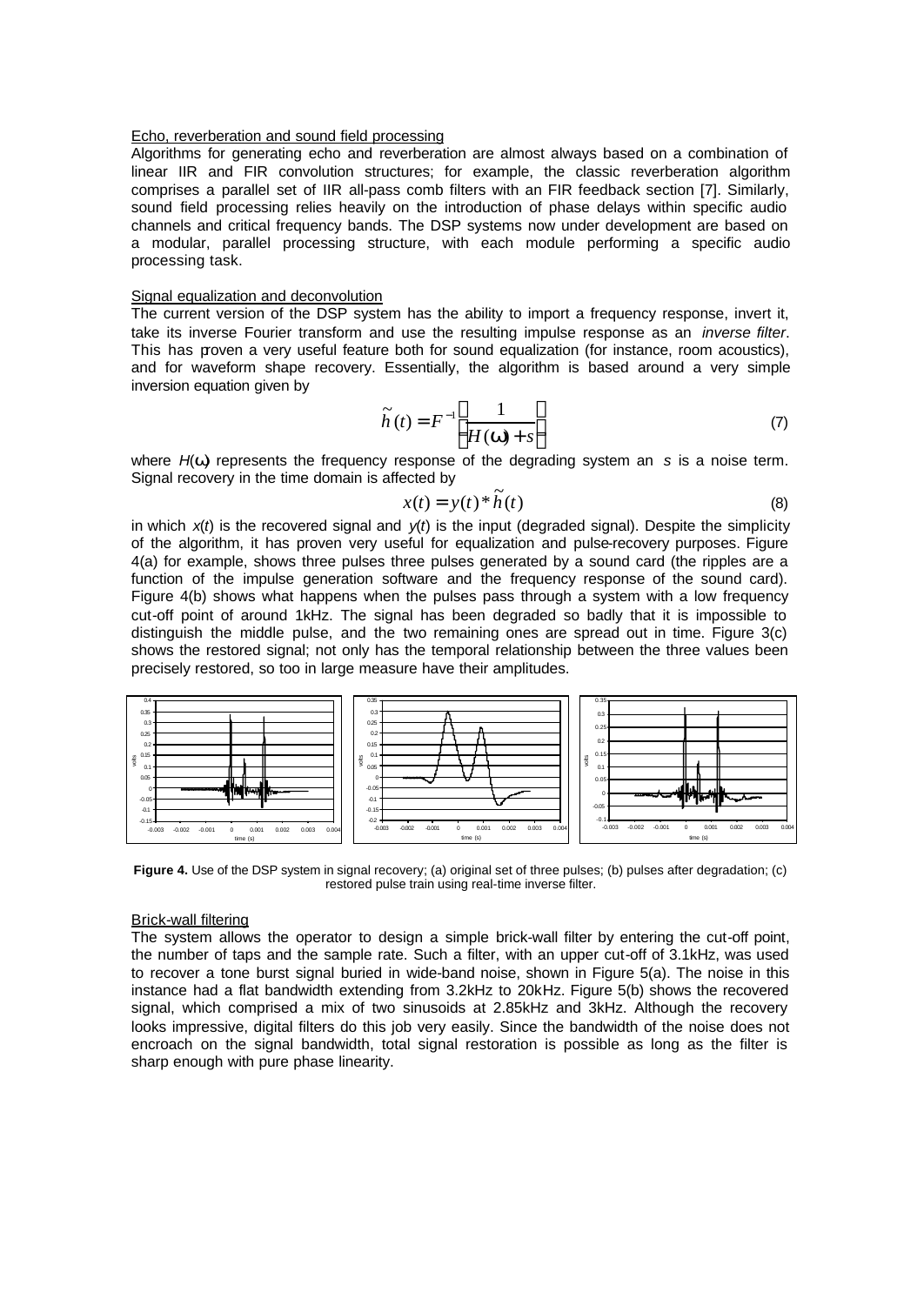Echo, reverberation and sound field processing

Algorithms for generating echo and reverberation are almost always based on a combination of linear IIR and FIR convolution structures; for example, the classic reverberation algorithm comprises a parallel set of IIR all-pass comb filters with an FIR feedback section [7]. Similarly, sound field processing relies heavily on the introduction of phase delays within specific audio channels and critical frequency bands. The DSP systems now under development are based on a modular, parallel processing structure, with each module performing a specific audio processing task.

Signal equalization and deconvolution

The current version of the DSP system has the ability to import a frequency response, invert it, take its inverse Fourier transform and use the resulting impulse response as an *inverse filter*. This has proven a very useful feature both for sound equalization (for instance, room acoustics), and for waveform shape recovery. Essentially, the algorithm is based around a very simple inversion equation given by

$$\tilde{h}(t) = F^{-1}\left[\frac{1}{H(\omega) + s}\right] \tag{7}$$

where $H(\omega)$ represents the frequency response of the degrading system an $s$ is a noise term. Signal recovery in the time domain is affected by

$$x(t) = y(t) * \tilde{h}(t) \tag{8}$$

in which $x(t)$ is the recovered signal and $y(t)$ is the input (degraded signal). Despite the simplicity of the algorithm, it has proven very useful for equalization and pulse-recovery purposes. Figure 4(a) for example, shows three pulses three pulses generated by a sound card (the ripples are a function of the impulse generation software and the frequency response of the sound card). Figure 4(b) shows what happens when the pulses pass through a system with a low frequency cut-off point of around 1kHz. The signal has been degraded so badly that it is impossible to distinguish the middle pulse, and the two remaining ones are spread out in time. Figure 3(c) shows the restored signal; not only has the temporal relationship between the three values been precisely restored, so too in large measure have their amplitudes.

**Figure 4.** Use of the DSP system in signal recovery; (a) original set of three pulses; (b) pulses after degradation; (c) restored pulse train using real-time inverse filter.

Brick-wall filtering

The system allows the operator to design a simple brick-wall filter by entering the cut-off point, the number of taps and the sample rate. Such a filter, with an upper cut-off of 3.1kHz, was used to recover a tone burst signal buried in wide-band noise, shown in Figure 5(a). The noise in this instance had a flat bandwidth extending from 3.2kHz to 20kHz. Figure 5(b) shows the recovered signal, which comprised a mix of two sinusoids at 2.85kHz and 3kHz. Although the recovery looks impressive, digital filters do this job very easily. Since the bandwidth of the noise does not encroach on the signal bandwidth, total signal restoration is possible as long as the filter is sharp enough with pure phase linearity.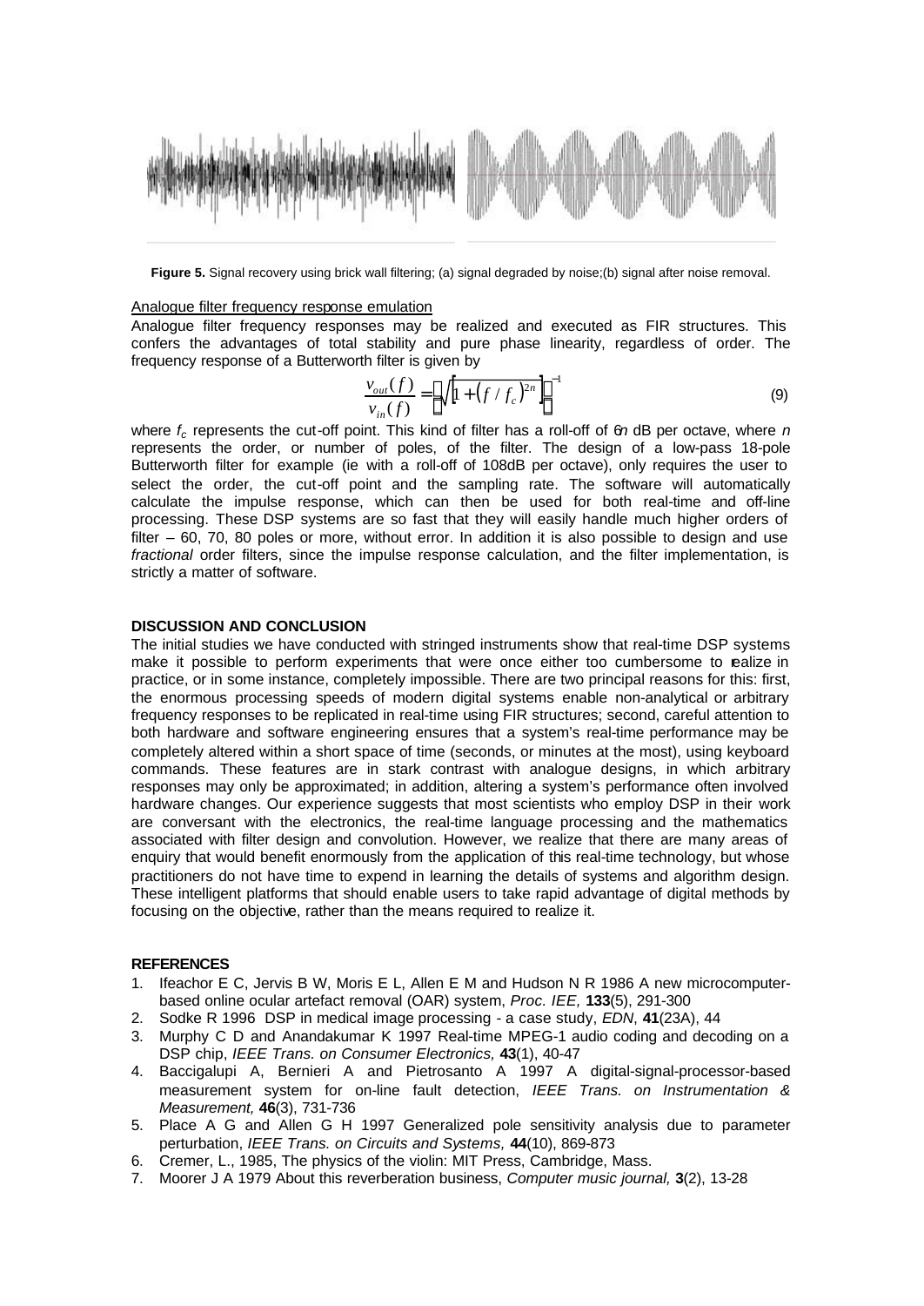Figure 5. Signal recovery using brick wall filtering; (a) signal degraded by noise;(b) signal after noise removal.

Analogue filter frequency response emulation

Analogue filter frequency responses may be realized and executed as FIR structures. This confers the advantages of total stability and pure phase linearity, regardless of order. The frequency response of a Butterworth filter is given by

$$\frac{v_{out}(f)}{v_{in}(f)} = \left[\sqrt{\left[1 + \left(f / f_c\right)^{2n}\right]}\right]^{-1} \tag{9}$$

where $f_c$ represents the cut-off point. This kind of filter has a roll-off of $6n$ dB per octave, where $n$ represents the order, or number of poles, of the filter. The design of a low-pass 18-pole Butterworth filter for example (ie with a roll-off of 108dB per octave), only requires the user to select the order, the cut-off point and the sampling rate. The software will automatically calculate the impulse response, which can then be used for both real-time and off-line processing. These DSP systems are so fast that they will easily handle much higher orders of filter – 60, 70, 80 poles or more, without error. In addition it is also possible to design and use *fractional* order filters, since the impulse response calculation, and the filter implementation, is strictly a matter of software.

## DISCUSSION AND CONCLUSION

The initial studies we have conducted with stringed instruments show that real-time DSP systems make it possible to perform experiments that were once either too cumbersome to realize in practice, or in some instance, completely impossible. There are two principal reasons for this: first, the enormous processing speeds of modern digital systems enable non-analytical or arbitrary frequency responses to be replicated in real-time using FIR structures; second, careful attention to both hardware and software engineering ensures that a system's real-time performance may be completely altered within a short space of time (seconds, or minutes at the most), using keyboard commands. These features are in stark contrast with analogue designs, in which arbitrary responses may only be approximated; in addition, altering a system's performance often involved hardware changes. Our experience suggests that most scientists who employ DSP in their work are conversant with the electronics, the real-time language processing and the mathematics associated with filter design and convolution. However, we realize that there are many areas of enquiry that would benefit enormously from the application of this real-time technology, but whose practitioners do not have time to expend in learning the details of systems and algorithm design. These intelligent platforms that should enable users to take rapid advantage of digital methods by focusing on the objective, rather than the means required to realize it.

## REFERENCES

1. Ifeachor E C, Jervis B W, Moris E L, Allen E M and Hudson N R 1986 A new microcomputer-based online ocular artefact removal (OAR) system, *Proc. IEE,* **133**(5), 291-300
2. Sodke R 1996 DSP in medical image processing - a case study, *EDN*, **41**(23A), 44
3. Murphy C D and Anandakumar K 1997 Real-time MPEG-1 audio coding and decoding on a DSP chip, *IEEE Trans. on Consumer Electronics,* **43**(1), 40-47
4. Baccigalupi A, Bernieri A and Pietrosanto A 1997 A digital-signal-processor-based measurement system for on-line fault detection, *IEEE Trans. on Instrumentation & Measurement,* **46**(3), 731-736
5. Place A G and Allen G H 1997 Generalized pole sensitivity analysis due to parameter perturbation, *IEEE Trans. on Circuits and Systems,* **44**(10), 869-873
6. Cremer, L., 1985, The physics of the violin: MIT Press, Cambridge, Mass.
7. Moorer J A 1979 About this reverberation business, *Computer music journal,* **3**(2), 13-28